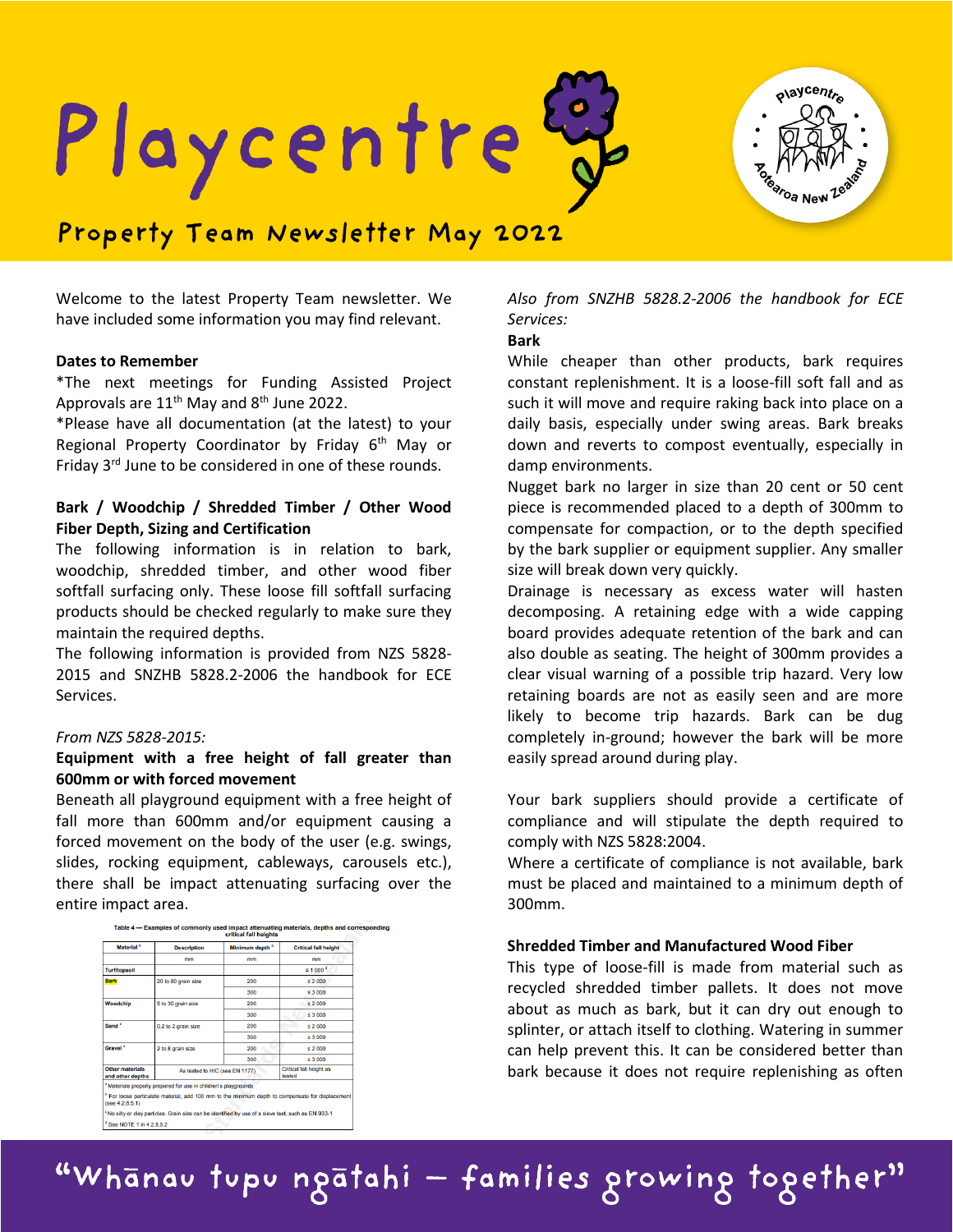# Playcentre

## Property Team Newsletter May 2022

Welcome to the latest Property Team newsletter. We have included some information you may find relevant.

**Dates to Remember**

*The next meetings for Funding Assisted Project Approvals are 11th May and 8th June 2022.

*Please have all documentation (at the latest) to your Regional Property Coordinator by Friday 6th May or Friday 3rd June to be considered in one of these rounds.

**Bark / Woodchip / Shredded Timber / Other Wood Fiber Depth, Sizing and Certification**

The following information is in relation to bark, woodchip, shredded timber, and other wood fiber softfall surfacing only. These loose fill softfall surfacing products should be checked regularly to make sure they maintain the required depths.

The following information is provided from NZS 5828-2015 and SNZHB 5828.2-2006 the handbook for ECE Services.

*From NZS 5828-2015:*

**Equipment with a free height of fall greater than 600mm or with forced movement**

Beneath all playground equipment with a free height of fall more than 600mm and/or equipment causing a forced movement on the body of the user (e.g. swings, slides, rocking equipment, cableways, carousels etc.), there shall be impact attenuating surfacing over the entire impact area.

**Table 4 — Examples of commonly used impact attenuating materials, depths and corresponding critical fall heights**

| Material [a] | Description | Minimum depth [b] | Critical fall height |
|---|---|---|---|
| | mm | mm | mm |
| Turf/topsoil | | | ≤ 1 000 [d] |
| Bark | 20 to 80 grain size | 200 | ≤ 2 000 |
| | | 300 | ≤ 3 000 |
| Woodchip | 5 to 30 grain size | 200 | ≤ 2 000 |
| | | 300 | ≤ 3 000 |
| Sand [c] | 0,2 to 2 grain size | 200 | ≤ 2 000 |
| | | 300 | ≤ 3 000 |
| Gravel [c] | 2 to 8 grain size | 200 | ≤ 2 000 |
| | | 300 | ≤ 3 000 |
| Other materials and other depths | As tested to HIC (see EN 1177) | | Critical fall height as tested |

[a] Materials properly prepared for use in children's playgrounds

[b] For loose particulate material, add 100 mm to the minimum depth to compensate for displacement (see 4.2.8.5.1)

[c] No silty or clay particles. Grain size can be identified by use of a sieve test, such as EN 933-1

[d] See NOTE 1 in 4.2.8.5.2

*Also from SNZHB 5828.2-2006 the handbook for ECE Services:*

**Bark**

While cheaper than other products, bark requires constant replenishment. It is a loose-fill soft fall and as such it will move and require raking back into place on a daily basis, especially under swing areas. Bark breaks down and reverts to compost eventually, especially in damp environments.

Nugget bark no larger in size than 20 cent or 50 cent piece is recommended placed to a depth of 300mm to compensate for compaction, or to the depth specified by the bark supplier or equipment supplier. Any smaller size will break down very quickly.

Drainage is necessary as excess water will hasten decomposing. A retaining edge with a wide capping board provides adequate retention of the bark and can also double as seating. The height of 300mm provides a clear visual warning of a possible trip hazard. Very low retaining boards are not as easily seen and are more likely to become trip hazards. Bark can be dug completely in-ground; however the bark will be more easily spread around during play.

Your bark suppliers should provide a certificate of compliance and will stipulate the depth required to comply with NZS 5828:2004.

Where a certificate of compliance is not available, bark must be placed and maintained to a minimum depth of 300mm.

**Shredded Timber and Manufactured Wood Fiber**

This type of loose-fill is made from material such as recycled shredded timber pallets. It does not move about as much as bark, but it can dry out enough to splinter, or attach itself to clothing. Watering in summer can help prevent this. It can be considered better than bark because it does not require replenishing as often

"Whānau tupu ngātahi – families growing together"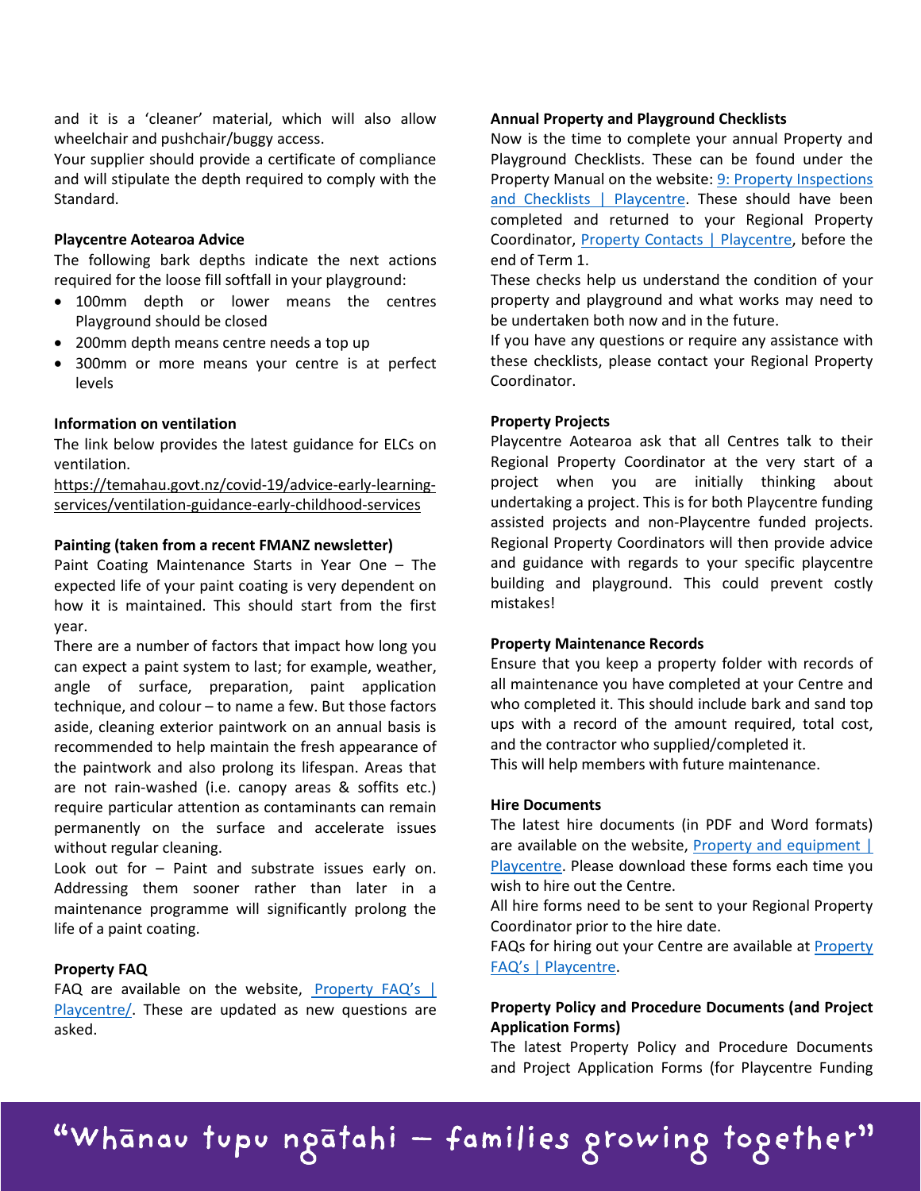and it is a 'cleaner' material, which will also allow wheelchair and pushchair/buggy access.

Your supplier should provide a certificate of compliance and will stipulate the depth required to comply with the Standard.

**Playcentre Aotearoa Advice**

The following bark depths indicate the next actions required for the loose fill softfall in your playground:

- 100mm depth or lower means the centres Playground should be closed
- 200mm depth means centre needs a top up
- 300mm or more means your centre is at perfect levels

**Information on ventilation**

The link below provides the latest guidance for ELCs on ventilation.

https://temahau.govt.nz/covid-19/advice-early-learning-services/ventilation-guidance-early-childhood-services

**Painting (taken from a recent FMANZ newsletter)**

Paint Coating Maintenance Starts in Year One – The expected life of your paint coating is very dependent on how it is maintained. This should start from the first year.

There are a number of factors that impact how long you can expect a paint system to last; for example, weather, angle of surface, preparation, paint application technique, and colour – to name a few. But those factors aside, cleaning exterior paintwork on an annual basis is recommended to help maintain the fresh appearance of the paintwork and also prolong its lifespan. Areas that are not rain-washed (i.e. canopy areas & soffits etc.) require particular attention as contaminants can remain permanently on the surface and accelerate issues without regular cleaning.

Look out for – Paint and substrate issues early on. Addressing them sooner rather than later in a maintenance programme will significantly prolong the life of a paint coating.

**Property FAQ**

FAQ are available on the website, Property FAQ's | Playcentre/. These are updated as new questions are asked.

**Annual Property and Playground Checklists**

Now is the time to complete your annual Property and Playground Checklists. These can be found under the Property Manual on the website: 9: Property Inspections and Checklists | Playcentre. These should have been completed and returned to your Regional Property Coordinator, Property Contacts | Playcentre, before the end of Term 1.

These checks help us understand the condition of your property and playground and what works may need to be undertaken both now and in the future.

If you have any questions or require any assistance with these checklists, please contact your Regional Property Coordinator.

**Property Projects**

Playcentre Aotearoa ask that all Centres talk to their Regional Property Coordinator at the very start of a project when you are initially thinking about undertaking a project. This is for both Playcentre funding assisted projects and non-Playcentre funded projects. Regional Property Coordinators will then provide advice and guidance with regards to your specific playcentre building and playground. This could prevent costly mistakes!

**Property Maintenance Records**

Ensure that you keep a property folder with records of all maintenance you have completed at your Centre and who completed it. This should include bark and sand top ups with a record of the amount required, total cost, and the contractor who supplied/completed it.

This will help members with future maintenance.

**Hire Documents**

The latest hire documents (in PDF and Word formats) are available on the website, Property and equipment | Playcentre. Please download these forms each time you wish to hire out the Centre.

All hire forms need to be sent to your Regional Property Coordinator prior to the hire date.

FAQs for hiring out your Centre are available at Property FAQ's | Playcentre.

**Property Policy and Procedure Documents (and Project Application Forms)**

The latest Property Policy and Procedure Documents and Project Application Forms (for Playcentre Funding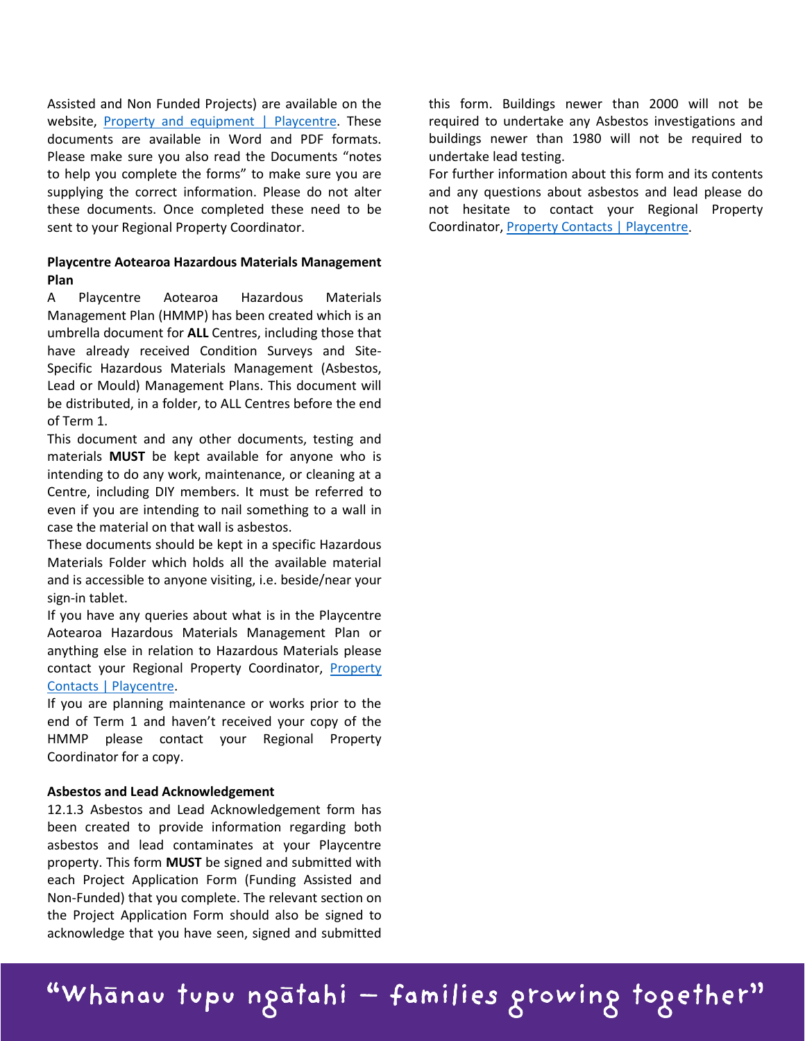Assisted and Non Funded Projects) are available on the website, [Property and equipment | Playcentre](Property and equipment | Playcentre). These documents are available in Word and PDF formats. Please make sure you also read the Documents "notes to help you complete the forms" to make sure you are supplying the correct information. Please do not alter these documents. Once completed these need to be sent to your Regional Property Coordinator.

**Playcentre Aotearoa Hazardous Materials Management Plan**

A Playcentre Aotearoa Hazardous Materials Management Plan (HMMP) has been created which is an umbrella document for **ALL** Centres, including those that have already received Condition Surveys and Site-Specific Hazardous Materials Management (Asbestos, Lead or Mould) Management Plans. This document will be distributed, in a folder, to ALL Centres before the end of Term 1.

This document and any other documents, testing and materials **MUST** be kept available for anyone who is intending to do any work, maintenance, or cleaning at a Centre, including DIY members. It must be referred to even if you are intending to nail something to a wall in case the material on that wall is asbestos.

These documents should be kept in a specific Hazardous Materials Folder which holds all the available material and is accessible to anyone visiting, i.e. beside/near your sign-in tablet.

If you have any queries about what is in the Playcentre Aotearoa Hazardous Materials Management Plan or anything else in relation to Hazardous Materials please contact your Regional Property Coordinator, Property Contacts | Playcentre.

If you are planning maintenance or works prior to the end of Term 1 and haven't received your copy of the HMMP please contact your Regional Property Coordinator for a copy.

**Asbestos and Lead Acknowledgement**

12.1.3 Asbestos and Lead Acknowledgement form has been created to provide information regarding both asbestos and lead contaminates at your Playcentre property. This form **MUST** be signed and submitted with each Project Application Form (Funding Assisted and Non-Funded) that you complete. The relevant section on the Project Application Form should also be signed to acknowledge that you have seen, signed and submitted this form. Buildings newer than 2000 will not be required to undertake any Asbestos investigations and buildings newer than 1980 will not be required to undertake lead testing.

For further information about this form and its contents and any questions about asbestos and lead please do not hesitate to contact your Regional Property Coordinator, Property Contacts | Playcentre.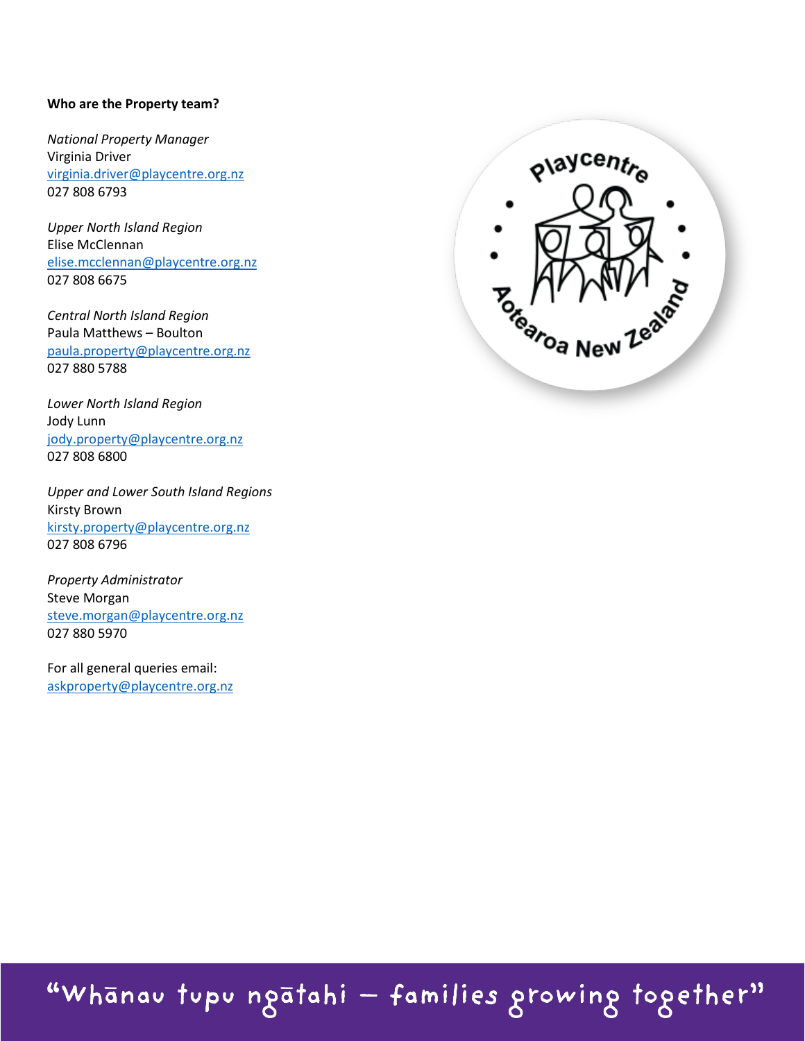**Who are the Property team?**

*National Property Manager*
Virginia Driver
virginia.driver@playcentre.org.nz
027 808 6793

*Upper North Island Region*
Elise McClennan
elise.mcclennan@playcentre.org.nz
027 808 6675

*Central North Island Region*
Paula Matthews – Boulton
paula.property@playcentre.org.nz
027 880 5788

*Lower North Island Region*
Jody Lunn
jody.property@playcentre.org.nz
027 808 6800

*Upper and Lower South Island Regions*
Kirsty Brown
kirsty.property@playcentre.org.nz
027 808 6796

*Property Administrator*
Steve Morgan
steve.morgan@playcentre.org.nz
027 880 5970

For all general queries email:
askproperty@playcentre.org.nz